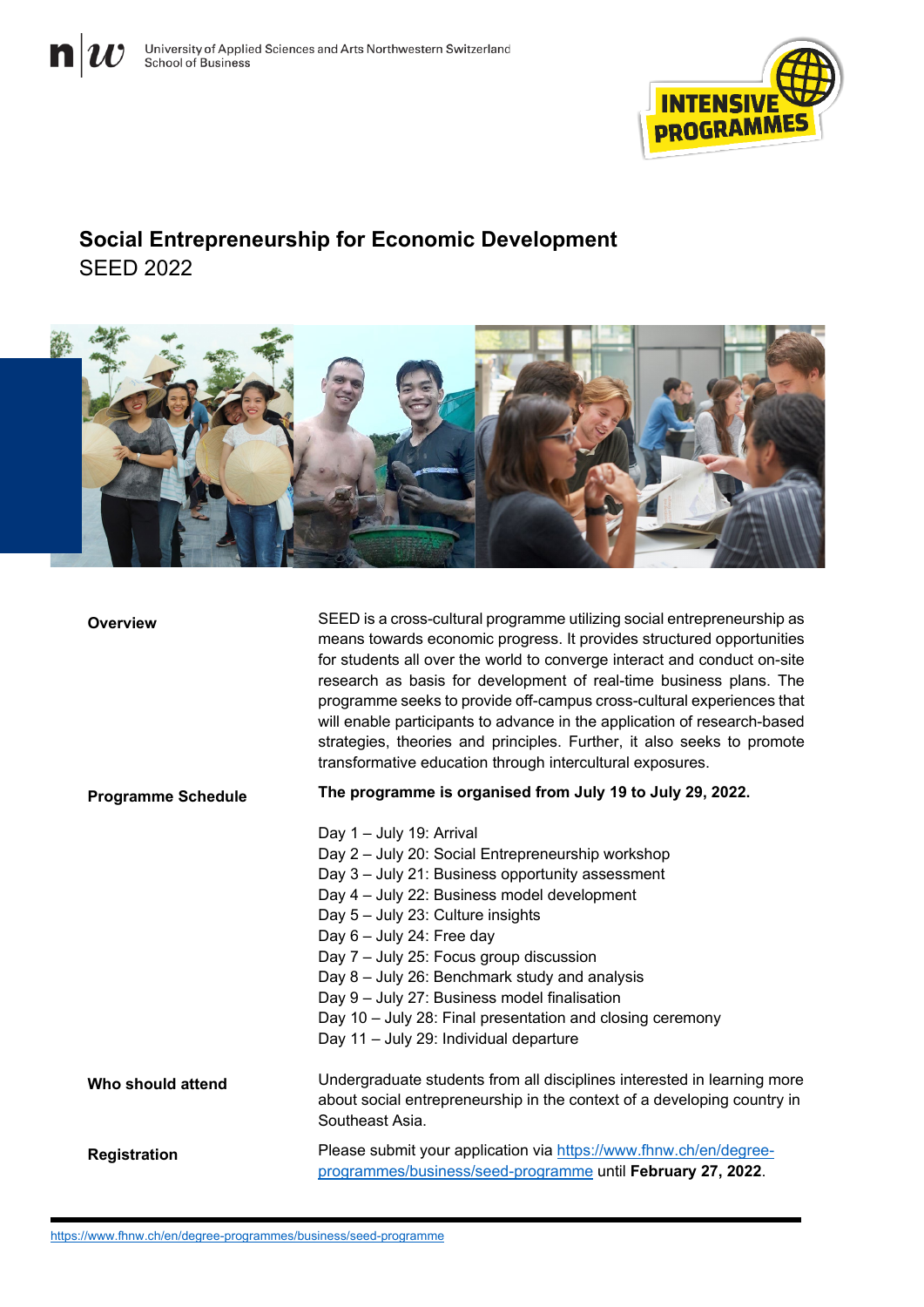University of Applied Sciences and Arts Northwestern Switzerland
School of Business

INTENSIVE PROGRAMMES

# Social Entrepreneurship for Economic Development

SEED 2022

**Overview**

SEED is a cross-cultural programme utilizing social entrepreneurship as means towards economic progress. It provides structured opportunities for students all over the world to converge interact and conduct on-site research as basis for development of real-time business plans. The programme seeks to provide off-campus cross-cultural experiences that will enable participants to advance in the application of research-based strategies, theories and principles. Further, it also seeks to promote transformative education through intercultural exposures.

**Programme Schedule**

**The programme is organised from July 19 to July 29, 2022.**

Day 1 – July 19: Arrival
Day 2 – July 20: Social Entrepreneurship workshop
Day 3 – July 21: Business opportunity assessment
Day 4 – July 22: Business model development
Day 5 – July 23: Culture insights
Day 6 – July 24: Free day
Day 7 – July 25: Focus group discussion
Day 8 – July 26: Benchmark study and analysis
Day 9 – July 27: Business model finalisation
Day 10 – July 28: Final presentation and closing ceremony
Day 11 – July 29: Individual departure

**Who should attend**

Undergraduate students from all disciplines interested in learning more about social entrepreneurship in the context of a developing country in Southeast Asia.

**Registration**

Please submit your application via https://www.fhnw.ch/en/degree-programmes/business/seed-programme until **February 27, 2022**.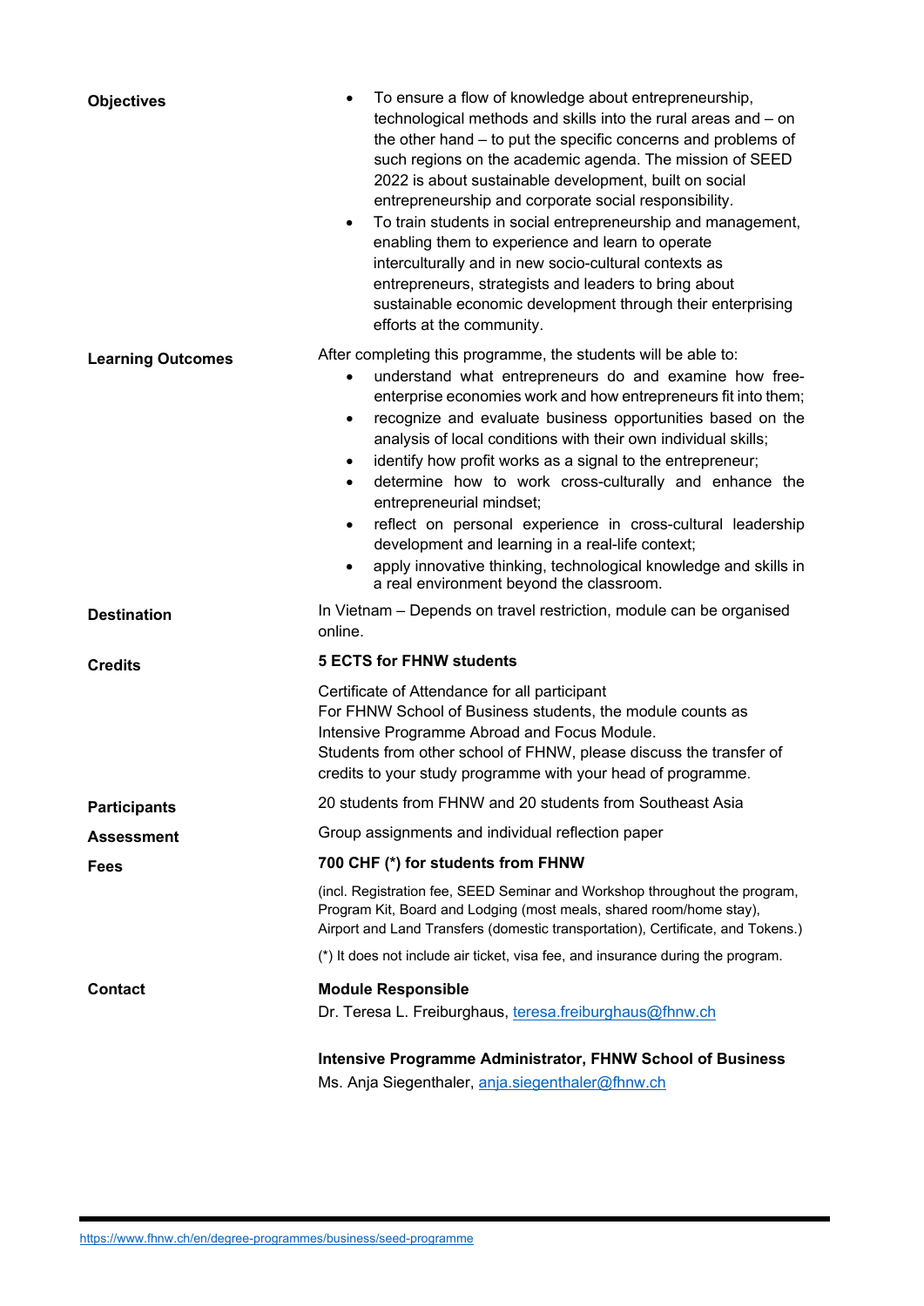**Objectives**

- To ensure a flow of knowledge about entrepreneurship, technological methods and skills into the rural areas and – on the other hand – to put the specific concerns and problems of such regions on the academic agenda. The mission of SEED 2022 is about sustainable development, built on social entrepreneurship and corporate social responsibility.
- To train students in social entrepreneurship and management, enabling them to experience and learn to operate interculturally and in new socio-cultural contexts as entrepreneurs, strategists and leaders to bring about sustainable economic development through their enterprising efforts at the community.

**Learning Outcomes**

After completing this programme, the students will be able to:

- understand what entrepreneurs do and examine how free-enterprise economies work and how entrepreneurs fit into them;
- recognize and evaluate business opportunities based on the analysis of local conditions with their own individual skills;
- identify how profit works as a signal to the entrepreneur;
- determine how to work cross-culturally and enhance the entrepreneurial mindset;
- reflect on personal experience in cross-cultural leadership development and learning in a real-life context;
- apply innovative thinking, technological knowledge and skills in a real environment beyond the classroom.

**Destination**

In Vietnam – Depends on travel restriction, module can be organised online.

**Credits**

**5 ECTS for FHNW students**

Certificate of Attendance for all participant
For FHNW School of Business students, the module counts as Intensive Programme Abroad and Focus Module.
Students from other school of FHNW, please discuss the transfer of credits to your study programme with your head of programme.

**Participants**

20 students from FHNW and 20 students from Southeast Asia

**Assessment**

Group assignments and individual reflection paper

**Fees**

**700 CHF (*) for students from FHNW**

(incl. Registration fee, SEED Seminar and Workshop throughout the program, Program Kit, Board and Lodging (most meals, shared room/home stay), Airport and Land Transfers (domestic transportation), Certificate, and Tokens.)

(*) It does not include air ticket, visa fee, and insurance during the program.

**Contact**

**Module Responsible**
Dr. Teresa L. Freiburghaus, teresa.freiburghaus@fhnw.ch

**Intensive Programme Administrator, FHNW School of Business**
Ms. Anja Siegenthaler, anja.siegenthaler@fhnw.ch

https://www.fhnw.ch/en/degree-programmes/business/seed-programme